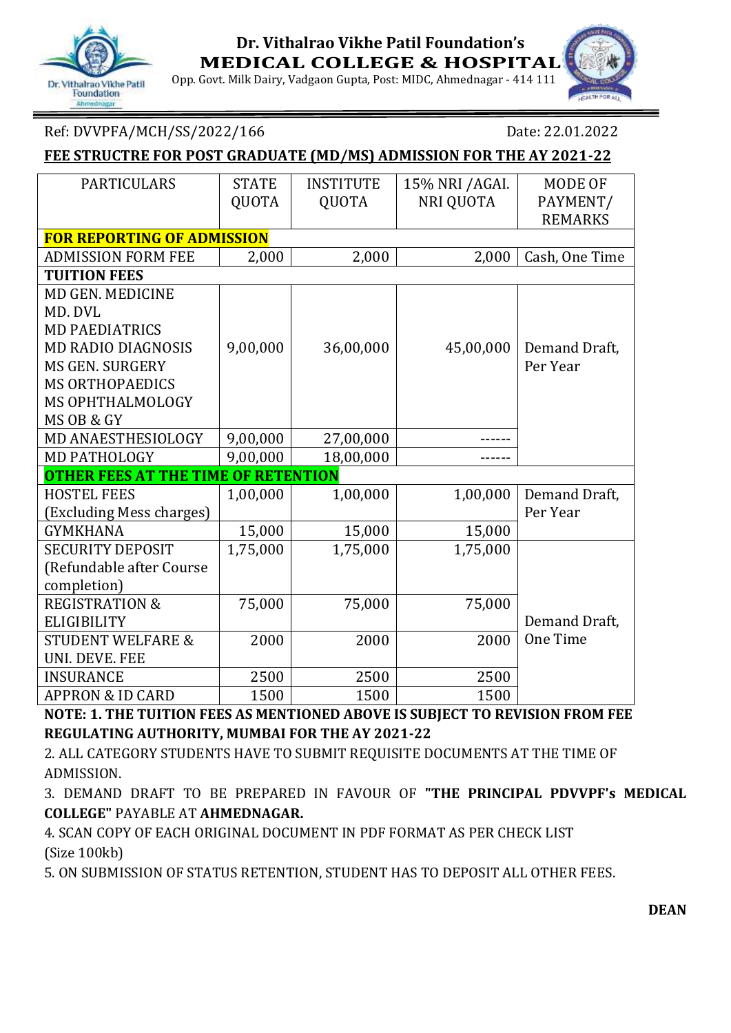# Dr. Vithalrao Vikhe Patil Foundation's
## MEDICAL COLLEGE & HOSPITAL

Opp. Govt. Milk Dairy, Vadgaon Gupta, Post: MIDC, Ahmednagar - 414 111

Ref: DVVPFA/MCH/SS/2022/166 Date: 22.01.2022

**FEE STRUCTRE FOR POST GRADUATE (MD/MS) ADMISSION FOR THE AY 2021-22**

| PARTICULARS | STATE QUOTA | INSTITUTE QUOTA | 15% NRI /AGAI. NRI QUOTA | MODE OF PAYMENT/ REMARKS |
|---|---|---|---|---|
| **FOR REPORTING OF ADMISSION** | | | | |
| ADMISSION FORM FEE | 2,000 | 2,000 | 2,000 | Cash, One Time |
| **TUITION FEES** | | | | |
| MD GEN. MEDICINE<br>MD. DVL<br>MD PAEDIATRICS<br>MD RADIO DIAGNOSIS<br>MS GEN. SURGERY<br>MS ORTHOPAEDICS<br>MS OPHTHALMOLOGY<br>MS OB & GY | 9,00,000 | 36,00,000 | 45,00,000 | Demand Draft, Per Year |
| MD ANAESTHESIOLOGY | 9,00,000 | 27,00,000 | ------ | |
| MD PATHOLOGY | 9,00,000 | 18,00,000 | ------ | |
| **OTHER FEES AT THE TIME OF RETENTION** | | | | |
| HOSTEL FEES (Excluding Mess charges) | 1,00,000 | 1,00,000 | 1,00,000 | Demand Draft, Per Year |
| GYMKHANA | 15,000 | 15,000 | 15,000 | |
| SECURITY DEPOSIT (Refundable after Course completion) | 1,75,000 | 1,75,000 | 1,75,000 | Demand Draft, One Time |
| REGISTRATION & ELIGIBILITY | 75,000 | 75,000 | 75,000 | |
| STUDENT WELFARE & UNI. DEVE. FEE | 2000 | 2000 | 2000 | |
| INSURANCE | 2500 | 2500 | 2500 | |
| APPRON & ID CARD | 1500 | 1500 | 1500 | |

**NOTE: 1. THE TUITION FEES AS MENTIONED ABOVE IS SUBJECT TO REVISION FROM FEE REGULATING AUTHORITY, MUMBAI FOR THE AY 2021-22**

2. ALL CATEGORY STUDENTS HAVE TO SUBMIT REQUISITE DOCUMENTS AT THE TIME OF ADMISSION.

3. DEMAND DRAFT TO BE PREPARED IN FAVOUR OF **"THE PRINCIPAL PDVVPF's MEDICAL COLLEGE"** PAYABLE AT **AHMEDNAGAR.**

4. SCAN COPY OF EACH ORIGINAL DOCUMENT IN PDF FORMAT AS PER CHECK LIST (Size 100kb)

5. ON SUBMISSION OF STATUS RETENTION, STUDENT HAS TO DEPOSIT ALL OTHER FEES.

**DEAN**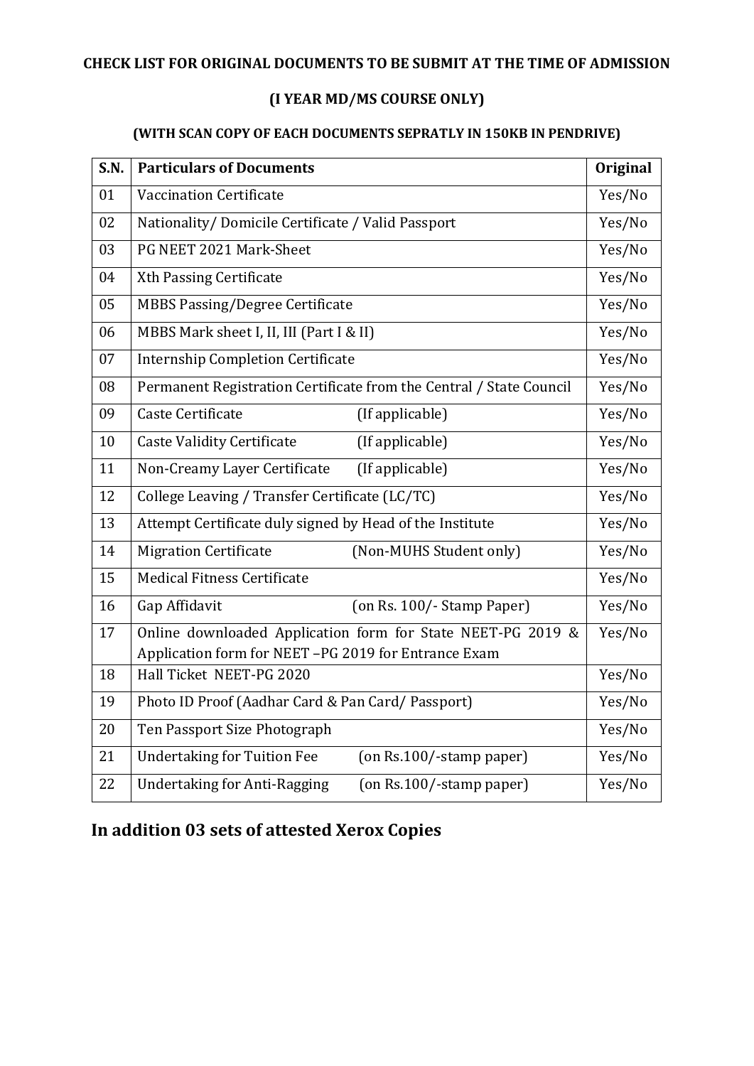**CHECK LIST FOR ORIGINAL DOCUMENTS TO BE SUBMIT AT THE TIME OF ADMISSION**

**(I YEAR MD/MS COURSE ONLY)**

**(WITH SCAN COPY OF EACH DOCUMENTS SEPRATLY IN 150KB IN PENDRIVE)**

| S.N. | Particulars of Documents | Original |
|---|---|---|
| 01 | Vaccination Certificate | Yes/No |
| 02 | Nationality/ Domicile Certificate / Valid Passport | Yes/No |
| 03 | PG NEET 2021 Mark-Sheet | Yes/No |
| 04 | Xth Passing Certificate | Yes/No |
| 05 | MBBS Passing/Degree Certificate | Yes/No |
| 06 | MBBS Mark sheet I, II, III (Part I & II) | Yes/No |
| 07 | Internship Completion Certificate | Yes/No |
| 08 | Permanent Registration Certificate from the Central / State Council | Yes/No |
| 09 | Caste Certificate (If applicable) | Yes/No |
| 10 | Caste Validity Certificate (If applicable) | Yes/No |
| 11 | Non-Creamy Layer Certificate (If applicable) | Yes/No |
| 12 | College Leaving / Transfer Certificate (LC/TC) | Yes/No |
| 13 | Attempt Certificate duly signed by Head of the Institute | Yes/No |
| 14 | Migration Certificate (Non-MUHS Student only) | Yes/No |
| 15 | Medical Fitness Certificate | Yes/No |
| 16 | Gap Affidavit (on Rs. 100/- Stamp Paper) | Yes/No |
| 17 | Online downloaded Application form for State NEET-PG 2019 & Application form for NEET –PG 2019 for Entrance Exam | Yes/No |
| 18 | Hall Ticket NEET-PG 2020 | Yes/No |
| 19 | Photo ID Proof (Aadhar Card & Pan Card/ Passport) | Yes/No |
| 20 | Ten Passport Size Photograph | Yes/No |
| 21 | Undertaking for Tuition Fee (on Rs.100/-stamp paper) | Yes/No |
| 22 | Undertaking for Anti-Ragging (on Rs.100/-stamp paper) | Yes/No |

## In addition 03 sets of attested Xerox Copies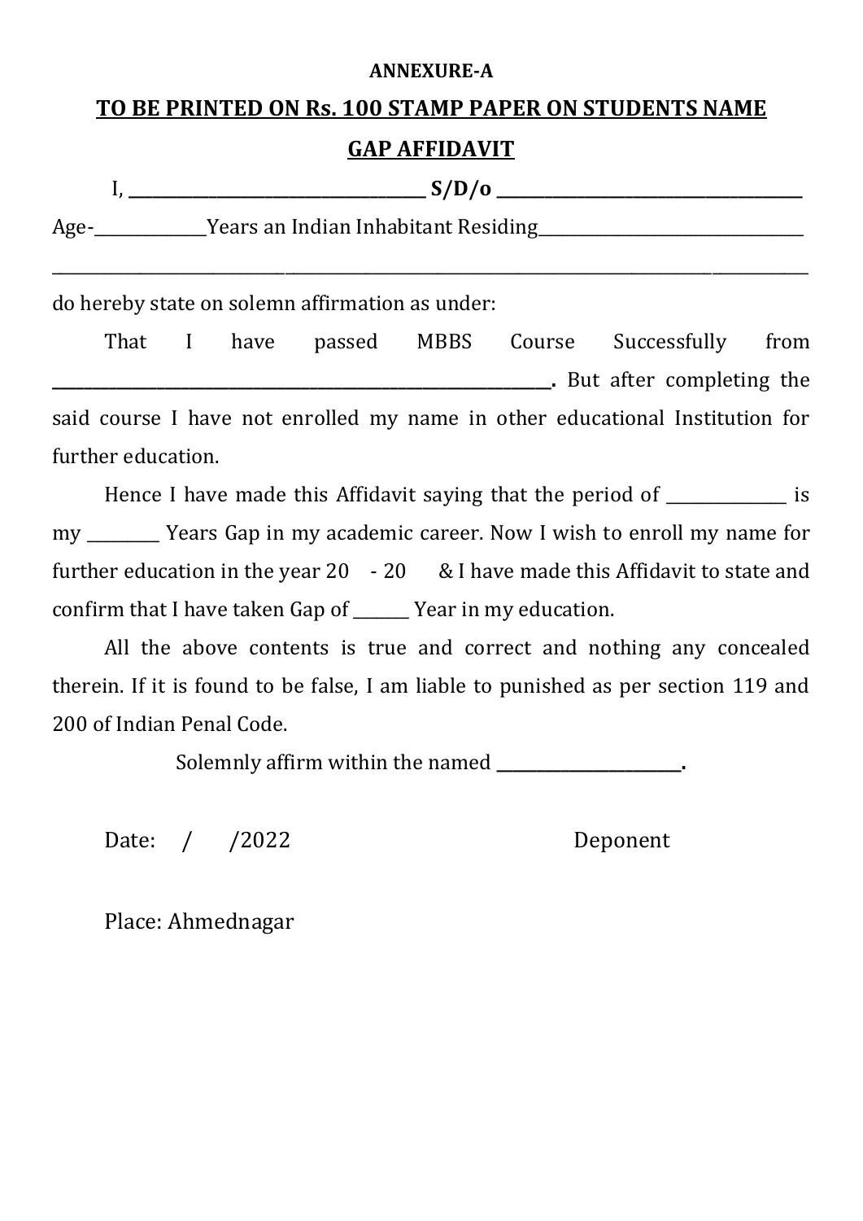**ANNEXURE-A**

## TO BE PRINTED ON Rs. 100 STAMP PAPER ON STUDENTS NAME

## GAP AFFIDAVIT

I, ____________________________ **S/D/o** ______________________________

Age-__________Years an Indian Inhabitant Residing________________________

__________________________________________________________________________

do hereby state on solemn affirmation as under:

That I have passed MBBS Course Successfully from ________________________________________________. But after completing the said course I have not enrolled my name in other educational Institution for further education.

Hence I have made this Affidavit saying that the period of ___________ is my _______ Years Gap in my academic career. Now I wish to enroll my name for further education in the year 20 - 20 & I have made this Affidavit to state and confirm that I have taken Gap of ______ Year in my education.

All the above contents is true and correct and nothing any concealed therein. If it is found to be false, I am liable to punished as per section 119 and 200 of Indian Penal Code.

Solemnly affirm within the named ________________.

Date: / /2022 Deponent

Place: Ahmednagar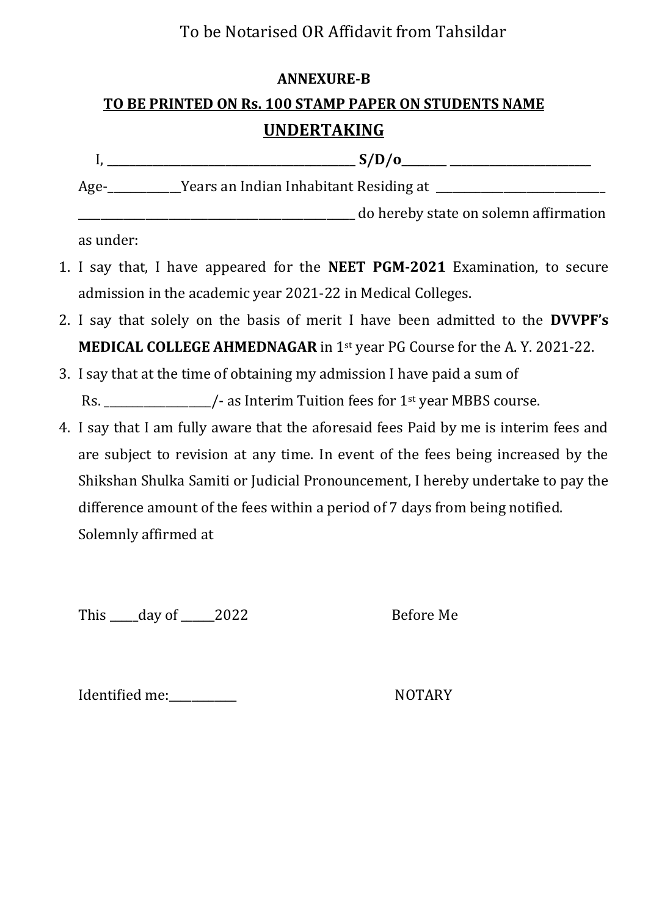To be Notarised OR Affidavit from Tahsildar

**ANNEXURE-B**

**TO BE PRINTED ON Rs. 100 STAMP PAPER ON STUDENTS NAME**

## UNDERTAKING

I, ________________________________________ **S/D/o**________ ________________________

Age-____________Years an Indian Inhabitant Residing at ______________________________ _______________________________________________ do hereby state on solemn affirmation as under:

1. I say that, I have appeared for the **NEET PGM-2021** Examination, to secure admission in the academic year 2021-22 in Medical Colleges.
2. I say that solely on the basis of merit I have been admitted to the **DVVPF's MEDICAL COLLEGE AHMEDNAGAR** in 1st year PG Course for the A. Y. 2021-22.
3. I say that at the time of obtaining my admission I have paid a sum of Rs. __________________/- as Interim Tuition fees for 1st year MBBS course.
4. I say that I am fully aware that the aforesaid fees Paid by me is interim fees and are subject to revision at any time. In event of the fees being increased by the Shikshan Shulka Samiti or Judicial Pronouncement, I hereby undertake to pay the difference amount of the fees within a period of 7 days from being notified.

Solemnly affirmed at

This _____day of ______2022 Before Me

Identified me:____________ NOTARY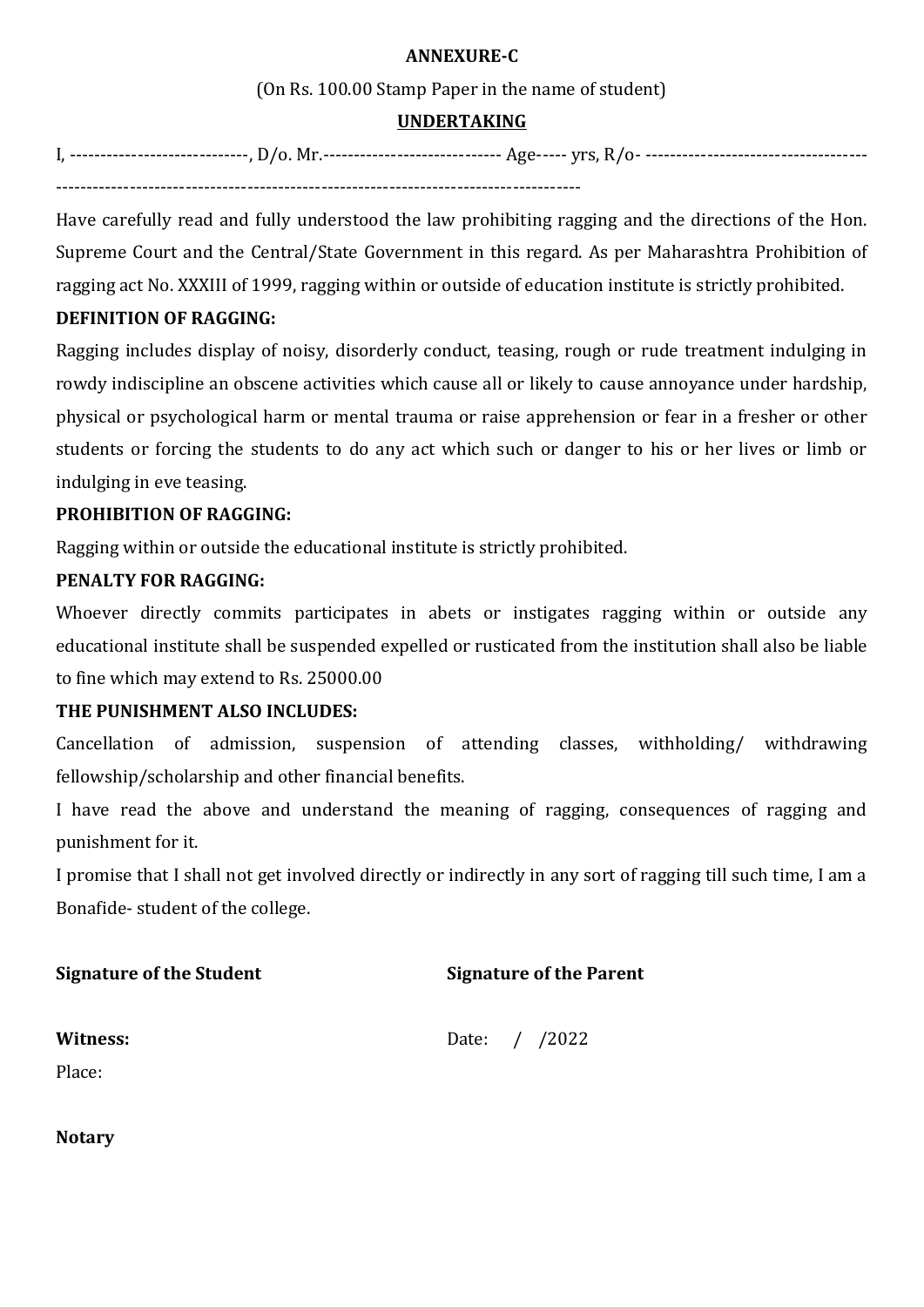**ANNEXURE-C**

(On Rs. 100.00 Stamp Paper in the name of student)

**<u>UNDERTAKING</u>**

I, -----------------------------, D/o. Mr.----------------------------- Age----- yrs, R/o- ------------------------------------
------------------------------------------------------------------------------------

Have carefully read and fully understood the law prohibiting ragging and the directions of the Hon. Supreme Court and the Central/State Government in this regard. As per Maharashtra Prohibition of ragging act No. XXXIII of 1999, ragging within or outside of education institute is strictly prohibited.

**DEFINITION OF RAGGING:**

Ragging includes display of noisy, disorderly conduct, teasing, rough or rude treatment indulging in rowdy indiscipline an obscene activities which cause all or likely to cause annoyance under hardship, physical or psychological harm or mental trauma or raise apprehension or fear in a fresher or other students or forcing the students to do any act which such or danger to his or her lives or limb or indulging in eve teasing.

**PROHIBITION OF RAGGING:**

Ragging within or outside the educational institute is strictly prohibited.

**PENALTY FOR RAGGING:**

Whoever directly commits participates in abets or instigates ragging within or outside any educational institute shall be suspended expelled or rusticated from the institution shall also be liable to fine which may extend to Rs. 25000.00

**THE PUNISHMENT ALSO INCLUDES:**

Cancellation of admission, suspension of attending classes, withholding/ withdrawing fellowship/scholarship and other financial benefits.

I have read the above and understand the meaning of ragging, consequences of ragging and punishment for it.

I promise that I shall not get involved directly or indirectly in any sort of ragging till such time, I am a Bonafide- student of the college.

**Signature of the Student** **Signature of the Parent**

**Witness:** Date: / /2022

Place:

**Notary**